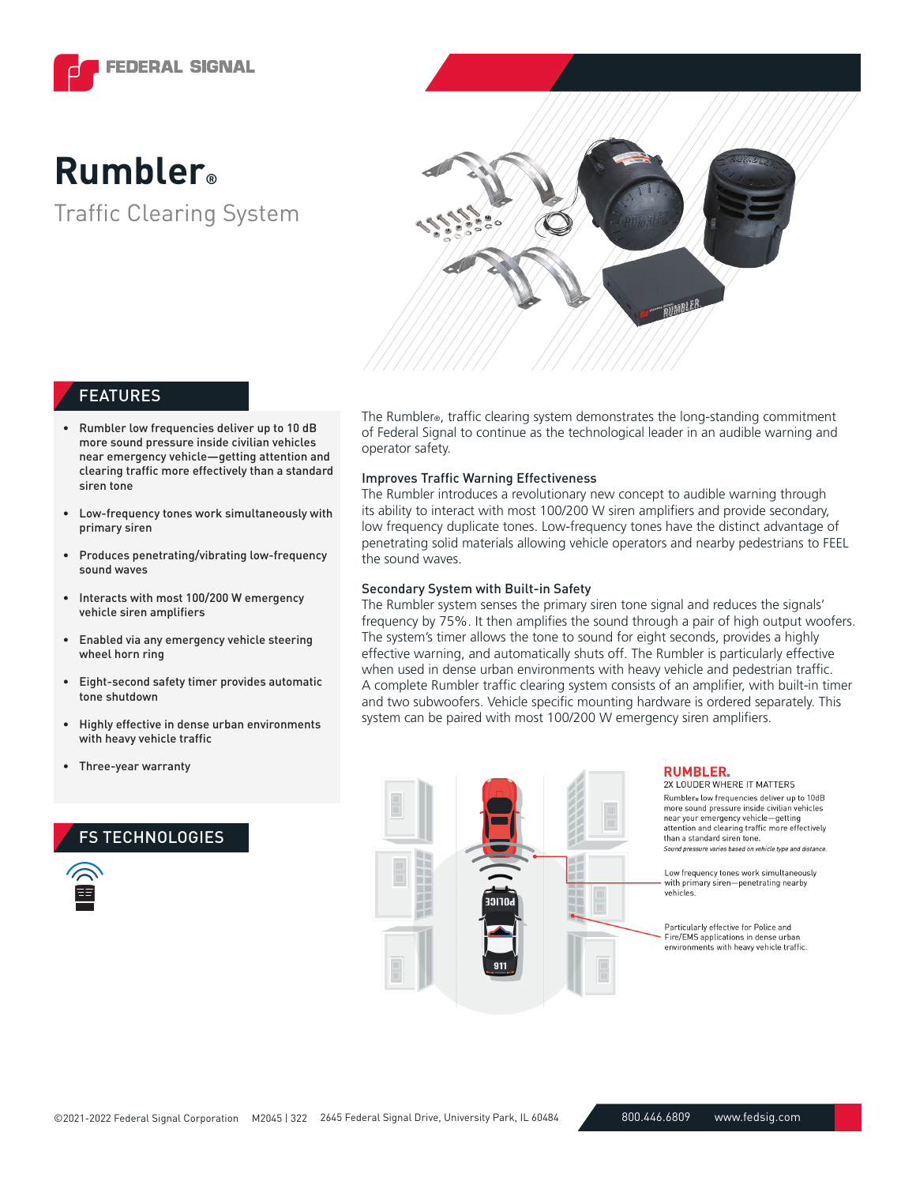# Rumbler®

## Traffic Clearing System

## FEATURES

- Rumbler low frequencies deliver up to 10 dB more sound pressure inside civilian vehicles near emergency vehicle—getting attention and clearing traffic more effectively than a standard siren tone
- Low-frequency tones work simultaneously with primary siren
- Produces penetrating/vibrating low-frequency sound waves
- Interacts with most 100/200 W emergency vehicle siren amplifiers
- Enabled via any emergency vehicle steering wheel horn ring
- Eight-second safety timer provides automatic tone shutdown
- Highly effective in dense urban environments with heavy vehicle traffic
- Three-year warranty

## FS TECHNOLOGIES

The Rumbler®, traffic clearing system demonstrates the long-standing commitment of Federal Signal to continue as the technological leader in an audible warning and operator safety.

### Improves Traffic Warning Effectiveness

The Rumbler introduces a revolutionary new concept to audible warning through its ability to interact with most 100/200 W siren amplifiers and provide secondary, low frequency duplicate tones. Low-frequency tones have the distinct advantage of penetrating solid materials allowing vehicle operators and nearby pedestrians to FEEL the sound waves.

### Secondary System with Built-in Safety

The Rumbler system senses the primary siren tone signal and reduces the signals' frequency by 75%. It then amplifies the sound through a pair of high output woofers. The system's timer allows the tone to sound for eight seconds, provides a highly effective warning, and automatically shuts off. The Rumbler is particularly effective when used in dense urban environments with heavy vehicle and pedestrian traffic. A complete Rumbler traffic clearing system consists of an amplifier, with built-in timer and two subwoofers. Vehicle specific mounting hardware is ordered separately. This system can be paired with most 100/200 W emergency siren amplifiers.

**RUMBLER.**
2X LOUDER WHERE IT MATTERS

Rumbler® low frequencies deliver up to 10dB more sound pressure inside civilian vehicles near your emergency vehicle—getting attention and clearing traffic more effectively than a standard siren tone.
*Sound pressure varies based on vehicle type and distance.*

Low frequency tones work simultaneously with primary siren—penetrating nearby vehicles.

Particularly effective for Police and Fire/EMS applications in dense urban environments with heavy vehicle traffic.

©2021-2022 Federal Signal Corporation M2045 | 322 2645 Federal Signal Drive, University Park, IL 60484 800.446.6809 www.fedsig.com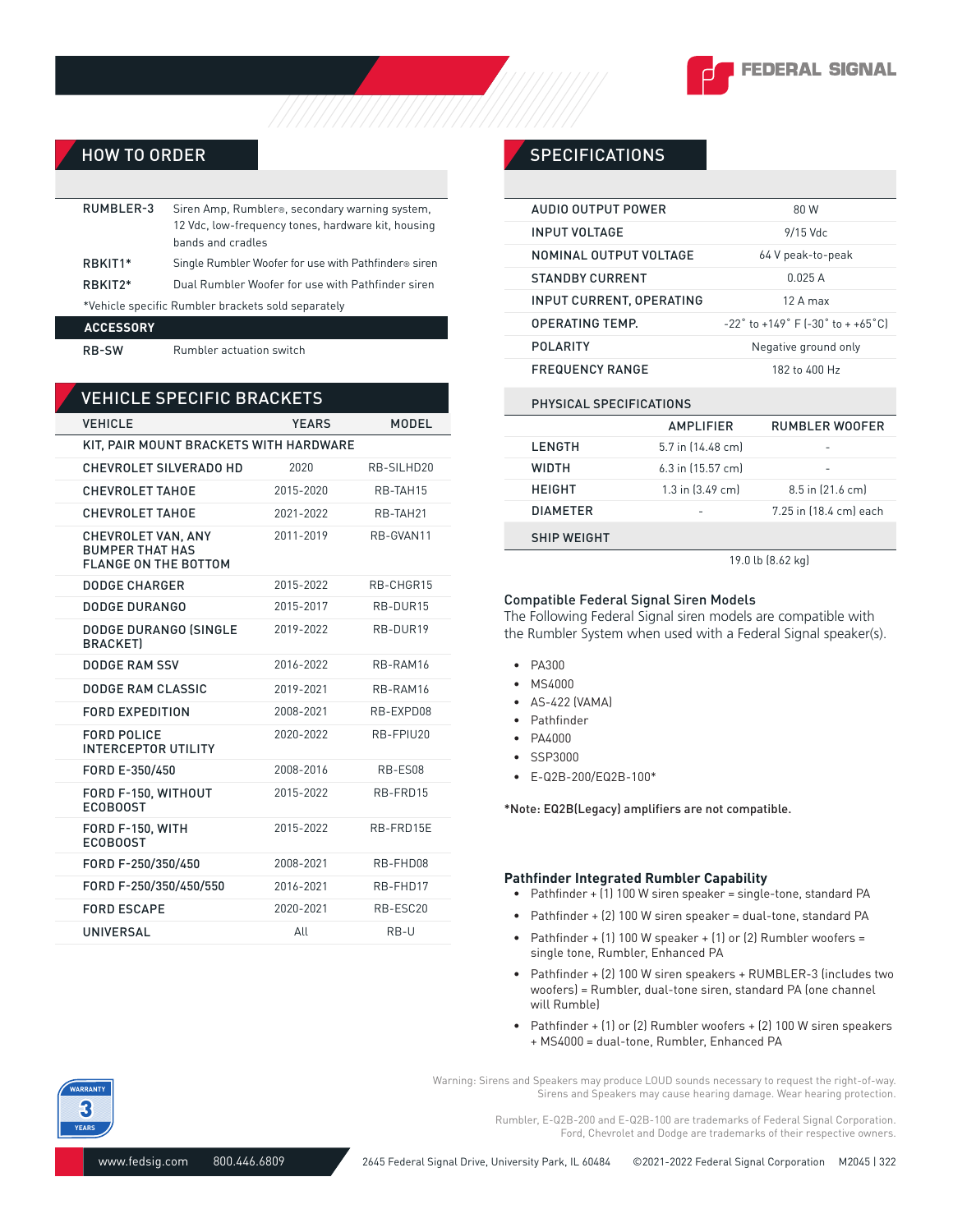## HOW TO ORDER

| | |
|---|---|
| RUMBLER-3 | Siren Amp, Rumbler®, secondary warning system, 12 Vdc, low-frequency tones, hardware kit, housing bands and cradles |
| RBKIT1* | Single Rumbler Woofer for use with Pathfinder® siren |
| RBKIT2* | Dual Rumbler Woofer for use with Pathfinder siren |

*Vehicle specific Rumbler brackets sold separately

| ACCESSORY | |
|---|---|
| RB-SW | Rumbler actuation switch |

## VEHICLE SPECIFIC BRACKETS

| VEHICLE | YEARS | MODEL |
|---|---|---|
| KIT, PAIR MOUNT BRACKETS WITH HARDWARE | | |
| CHEVROLET SILVERADO HD | 2020 | RB-SILHD20 |
| CHEVROLET TAHOE | 2015-2020 | RB-TAH15 |
| CHEVROLET TAHOE | 2021-2022 | RB-TAH21 |
| CHEVROLET VAN, ANY BUMPER THAT HAS FLANGE ON THE BOTTOM | 2011-2019 | RB-GVAN11 |
| DODGE CHARGER | 2015-2022 | RB-CHGR15 |
| DODGE DURANGO | 2015-2017 | RB-DUR15 |
| DODGE DURANGO (SINGLE BRACKET) | 2019-2022 | RB-DUR19 |
| DODGE RAM SSV | 2016-2022 | RB-RAM16 |
| DODGE RAM CLASSIC | 2019-2021 | RB-RAM16 |
| FORD EXPEDITION | 2008-2021 | RB-EXPD08 |
| FORD POLICE INTERCEPTOR UTILITY | 2020-2022 | RB-FPIU20 |
| FORD E-350/450 | 2008-2016 | RB-ES08 |
| FORD F-150, WITHOUT ECOBOOST | 2015-2022 | RB-FRD15 |
| FORD F-150, WITH ECOBOOST | 2015-2022 | RB-FRD15E |
| FORD F-250/350/450 | 2008-2021 | RB-FHD08 |
| FORD F-250/350/450/550 | 2016-2021 | RB-FHD17 |
| FORD ESCAPE | 2020-2021 | RB-ESC20 |
| UNIVERSAL | All | RB-U |

## SPECIFICATIONS

| | |
|---|---|
| AUDIO OUTPUT POWER | 80 W |
| INPUT VOLTAGE | 9/15 Vdc |
| NOMINAL OUTPUT VOLTAGE | 64 V peak-to-peak |
| STANDBY CURRENT | 0.025 A |
| INPUT CURRENT, OPERATING | 12 A max |
| OPERATING TEMP. | -22° to +149° F (-30° to +65°C) |
| POLARITY | Negative ground only |
| FREQUENCY RANGE | 182 to 400 Hz |

### PHYSICAL SPECIFICATIONS

| | AMPLIFIER | RUMBLER WOOFER |
|---|---|---|
| LENGTH | 5.7 in (14.48 cm) | - |
| WIDTH | 6.3 in (15.57 cm) | - |
| HEIGHT | 1.3 in (3.49 cm) | 8.5 in (21.6 cm) |
| DIAMETER | - | 7.25 in (18.4 cm) each |

| SHIP WEIGHT | |
|---|---|
| | 19.0 lb (8.62 kg) |

### Compatible Federal Signal Siren Models

The Following Federal Signal siren models are compatible with the Rumbler System when used with a Federal Signal speaker(s).

- PA300
- MS4000
- AS-422 (VAMA)
- Pathfinder
- PA4000
- SSP3000
- E-Q2B-200/EQ2B-100*

*Note: EQ2B(Legacy) amplifiers are not compatible.

### Pathfinder Integrated Rumbler Capability

- Pathfinder + (1) 100 W siren speaker = single-tone, standard PA
- Pathfinder + (2) 100 W siren speaker = dual-tone, standard PA
- Pathfinder + (1) 100 W speaker + (1) or (2) Rumbler woofers = single tone, Rumbler, Enhanced PA
- Pathfinder + (2) 100 W siren speakers + RUMBLER-3 (includes two woofers) = Rumbler, dual-tone siren, standard PA (one channel will Rumble)
- Pathfinder + (1) or (2) Rumbler woofers + (2) 100 W siren speakers + MS4000 = dual-tone, Rumbler, Enhanced PA

WARRANTY 3 YEARS

Warning: Sirens and Speakers may produce LOUD sounds necessary to request the right-of-way. Sirens and Speakers may cause hearing damage. Wear hearing protection.

Rumbler, E-Q2B-200 and E-Q2B-100 are trademarks of Federal Signal Corporation. Ford, Chevrolet and Dodge are trademarks of their respective owners.

www.fedsig.com 800.446.6809 2645 Federal Signal Drive, University Park, IL 60484 ©2021-2022 Federal Signal Corporation M2045 | 322